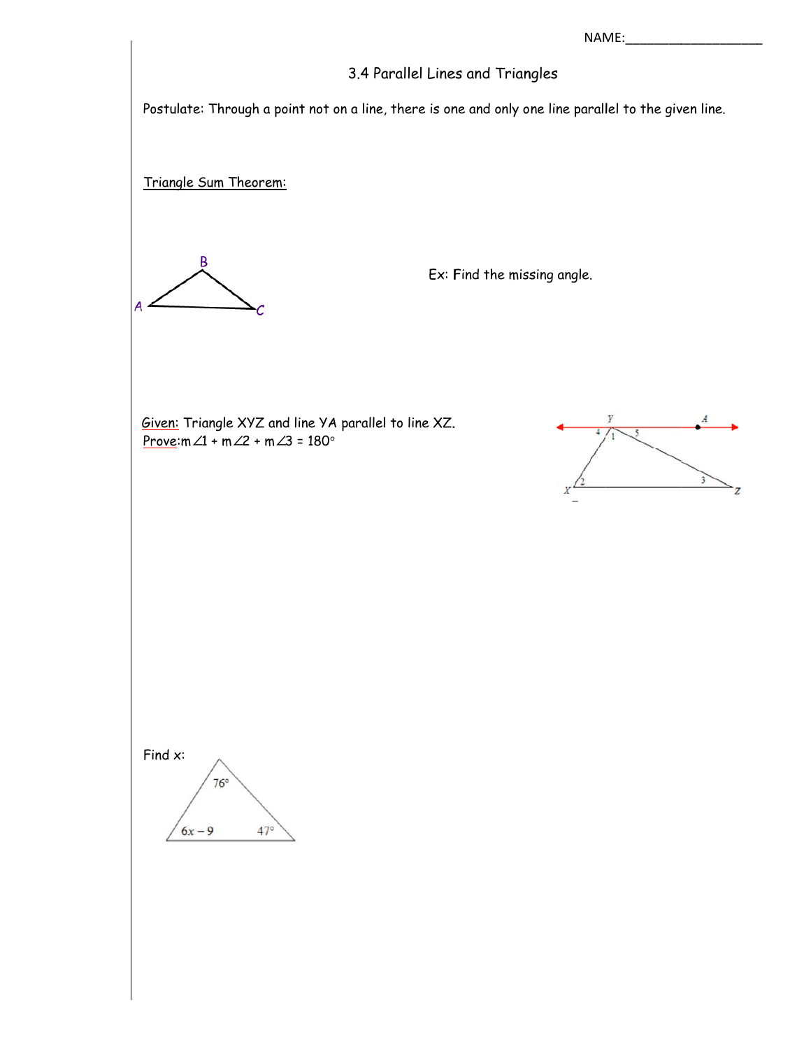NAME:___________________

# 3.4 Parallel Lines and Triangles

Postulate: Through a point not on a line, there is one and only one line parallel to the given line.

Triangle Sum Theorem:

Ex: Find the missing angle.

Given: Triangle XYZ and line YA parallel to line XZ.
Prove: $m\angle 1 + m\angle 2 + m\angle 3 = 180°$

Find x: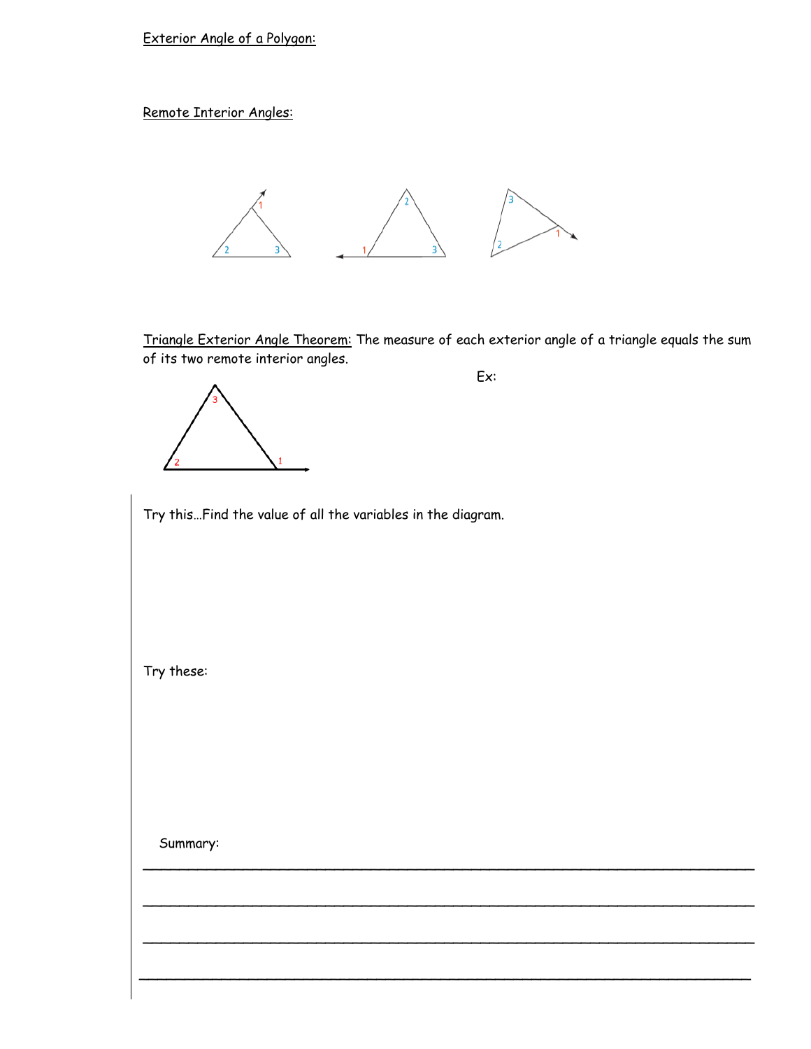Exterior Angle of a Polygon:

Remote Interior Angles:

Triangle Exterior Angle Theorem: The measure of each exterior angle of a triangle equals the sum of its two remote interior angles.

Ex:

Try this…Find the value of all the variables in the diagram.

Try these:

Summary:

______________________________________________________________________

______________________________________________________________________

______________________________________________________________________

______________________________________________________________________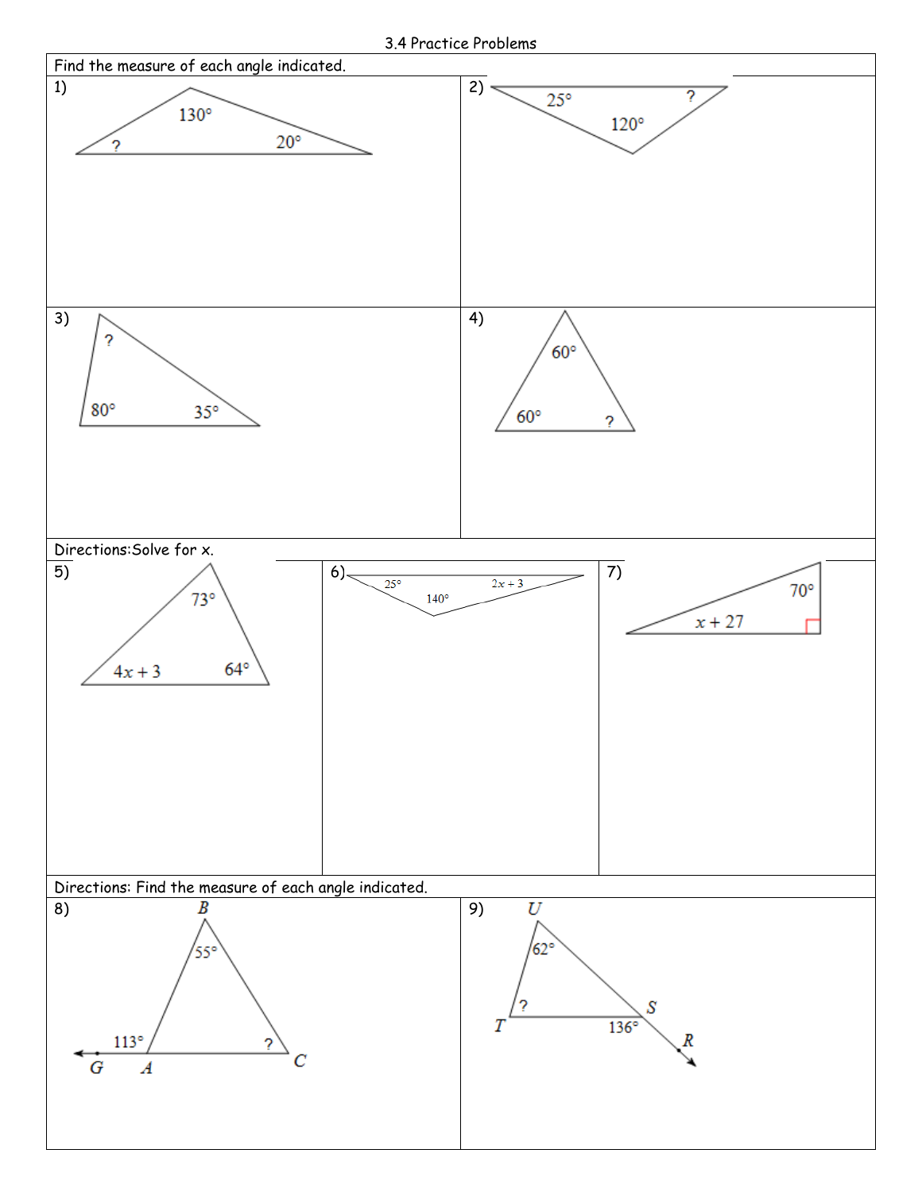# 3.4 Practice Problems

Find the measure of each angle indicated.

1) 130°, 20°, ?

2) 25°, 120°, ?

3) ?, 80°, 35°

4) 60°, 60°, ?

Directions: Solve for x.

5) 73°, $4x + 3$, 64°

6) 25°, 140°, $2x + 3$

7) 70°, $x + 27$

Directions: Find the measure of each angle indicated.

8) B: 55°; 113° (at A, exterior along GA); ? (at C)

Labels: B, G, A, C

9) U: 62°; T: ?; 136° (at S, exterior along SR)

Labels: U, T, S, R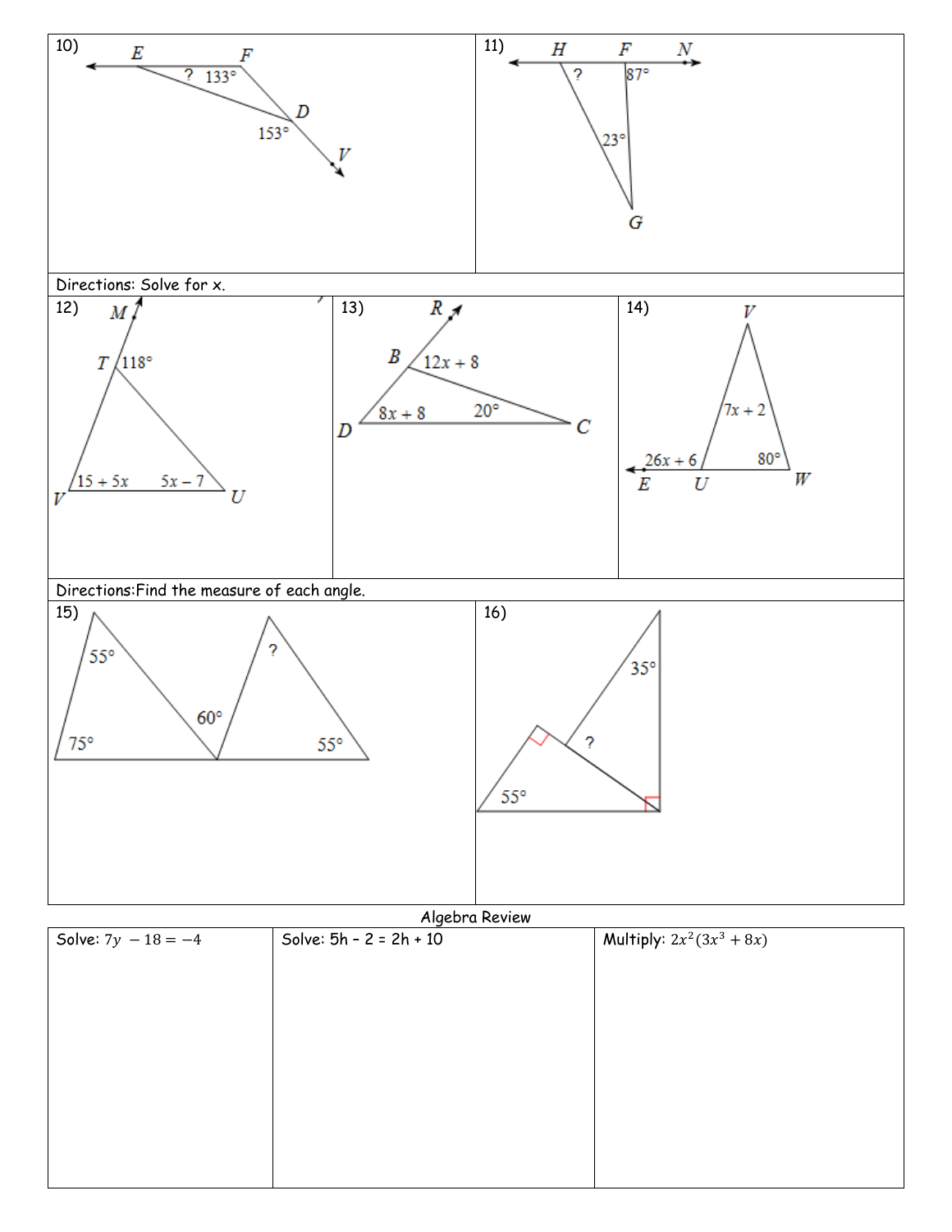10)

E F D V

? 133°

153°

11)

H F N

? 87°

23°

G

Directions: Solve for x.

12)

M T V U

118°

$15 + 5x$ $5x - 7$

13)

R B D C

$12x + 8$

$8x + 8$ 20°

14)

V E U W

$7x + 2$

$26x + 6$ 80°

Directions: Find the measure of each angle.

15)

55° 75° 60° ? 55°

16)

35° ? 55°

Algebra Review

| Solve: $7y - 18 = -4$ | Solve: $5h - 2 = 2h + 10$ | Multiply: $2x^2(3x^3 + 8x)$ |
| --- | --- | --- |
| | | |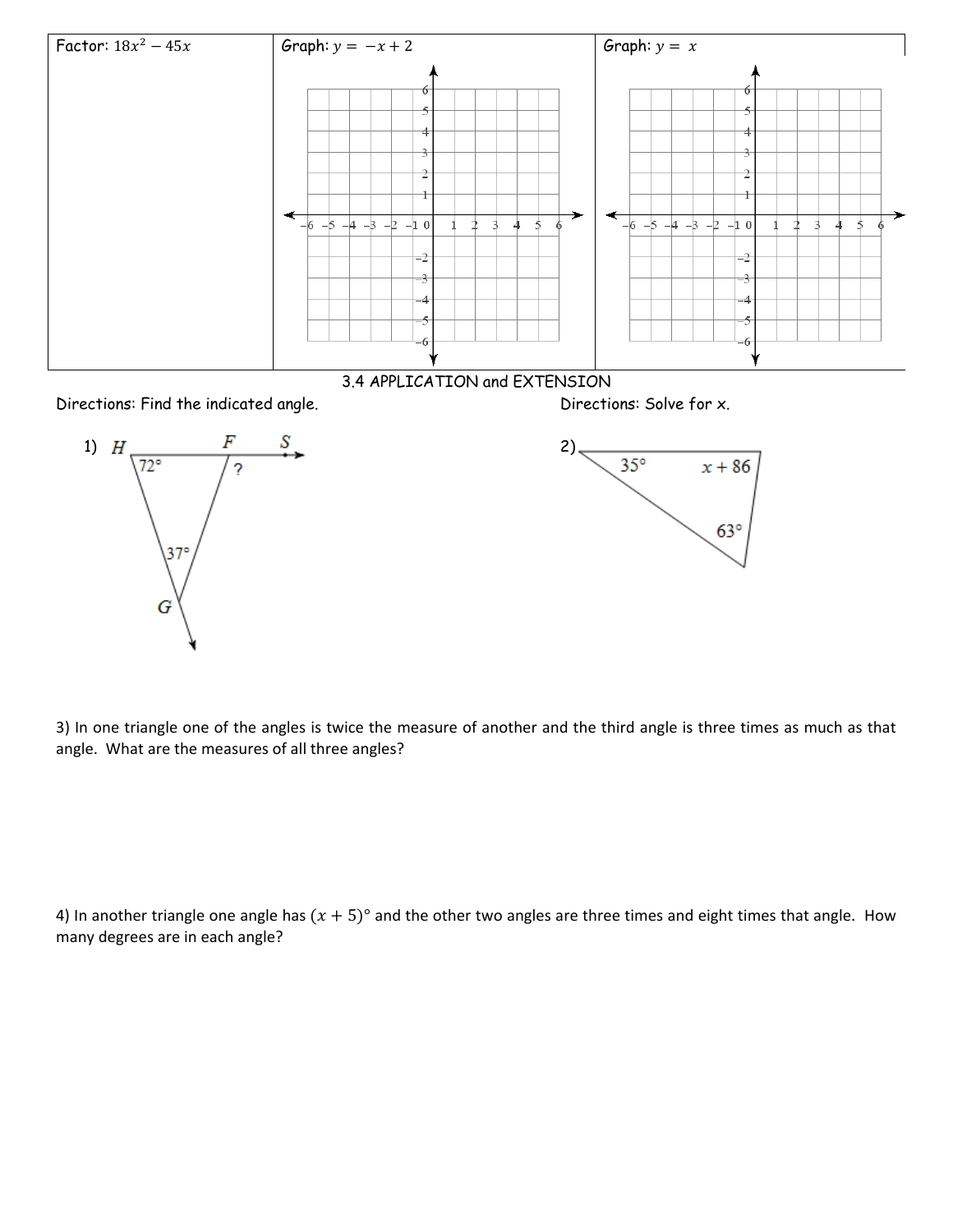| Factor: $18x^2 - 45x$ | Graph: $y = -x + 2$ | Graph: $y = x$ |
|---|---|---|
| | | |

## 3.4 APPLICATION and EXTENSION

Directions: Find the indicated angle.

1) H, F, S; $72°$; ?; $37°$; G

Directions: Solve for x.

2) $35°$; $x + 86$; $63°$

3) In one triangle one of the angles is twice the measure of another and the third angle is three times as much as that angle. What are the measures of all three angles?

4) In another triangle one angle has $(x + 5)°$ and the other two angles are three times and eight times that angle. How many degrees are in each angle?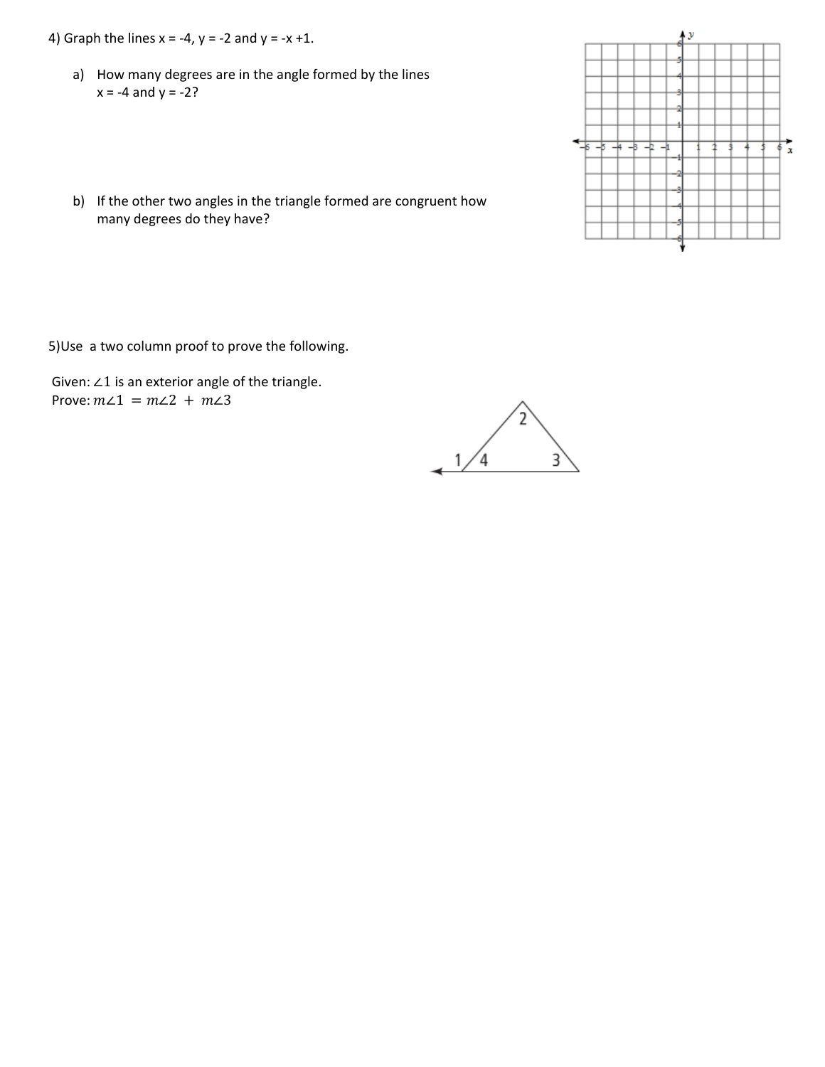4) Graph the lines x = -4, y = -2 and y = -x +1.

a) How many degrees are in the angle formed by the lines x = -4 and y = -2?

b) If the other two angles in the triangle formed are congruent how many degrees do they have?

y

6
5
4
3
2
1
-6 -5 -4 -3 -2 -1 1 2 3 4 5 6 x
-1
-2
-3
-4
-5
-6

5)Use a two column proof to prove the following.

Given: $\angle 1$ is an exterior angle of the triangle.

Prove: $m\angle 1 = m\angle 2 + m\angle 3$

2
1 4 3